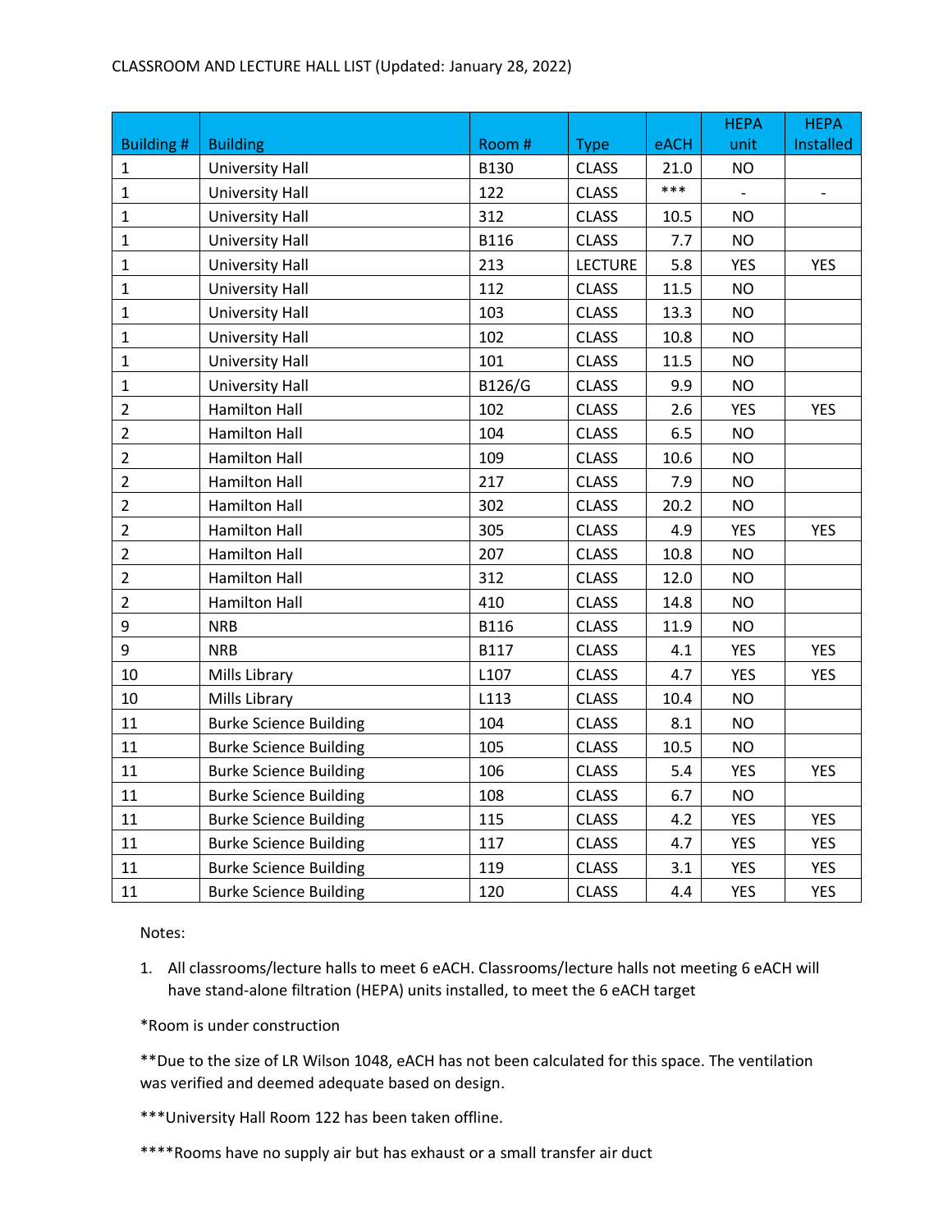CLASSROOM AND LECTURE HALL LIST (Updated: January 28, 2022)

| Building # | Building | Room # | Type | eACH | HEPA unit | HEPA Installed |
|---|---|---|---|---|---|---|
| 1 | University Hall | B130 | CLASS | 21.0 | NO | |
| 1 | University Hall | 122 | CLASS | *** | - | - |
| 1 | University Hall | 312 | CLASS | 10.5 | NO | |
| 1 | University Hall | B116 | CLASS | 7.7 | NO | |
| 1 | University Hall | 213 | LECTURE | 5.8 | YES | YES |
| 1 | University Hall | 112 | CLASS | 11.5 | NO | |
| 1 | University Hall | 103 | CLASS | 13.3 | NO | |
| 1 | University Hall | 102 | CLASS | 10.8 | NO | |
| 1 | University Hall | 101 | CLASS | 11.5 | NO | |
| 1 | University Hall | B126/G | CLASS | 9.9 | NO | |
| 2 | Hamilton Hall | 102 | CLASS | 2.6 | YES | YES |
| 2 | Hamilton Hall | 104 | CLASS | 6.5 | NO | |
| 2 | Hamilton Hall | 109 | CLASS | 10.6 | NO | |
| 2 | Hamilton Hall | 217 | CLASS | 7.9 | NO | |
| 2 | Hamilton Hall | 302 | CLASS | 20.2 | NO | |
| 2 | Hamilton Hall | 305 | CLASS | 4.9 | YES | YES |
| 2 | Hamilton Hall | 207 | CLASS | 10.8 | NO | |
| 2 | Hamilton Hall | 312 | CLASS | 12.0 | NO | |
| 2 | Hamilton Hall | 410 | CLASS | 14.8 | NO | |
| 9 | NRB | B116 | CLASS | 11.9 | NO | |
| 9 | NRB | B117 | CLASS | 4.1 | YES | YES |
| 10 | Mills Library | L107 | CLASS | 4.7 | YES | YES |
| 10 | Mills Library | L113 | CLASS | 10.4 | NO | |
| 11 | Burke Science Building | 104 | CLASS | 8.1 | NO | |
| 11 | Burke Science Building | 105 | CLASS | 10.5 | NO | |
| 11 | Burke Science Building | 106 | CLASS | 5.4 | YES | YES |
| 11 | Burke Science Building | 108 | CLASS | 6.7 | NO | |
| 11 | Burke Science Building | 115 | CLASS | 4.2 | YES | YES |
| 11 | Burke Science Building | 117 | CLASS | 4.7 | YES | YES |
| 11 | Burke Science Building | 119 | CLASS | 3.1 | YES | YES |
| 11 | Burke Science Building | 120 | CLASS | 4.4 | YES | YES |

Notes:

1. All classrooms/lecture halls to meet 6 eACH. Classrooms/lecture halls not meeting 6 eACH will have stand-alone filtration (HEPA) units installed, to meet the 6 eACH target

*Room is under construction

**Due to the size of LR Wilson 1048, eACH has not been calculated for this space. The ventilation was verified and deemed adequate based on design.

***University Hall Room 122 has been taken offline.

****Rooms have no supply air but has exhaust or a small transfer air duct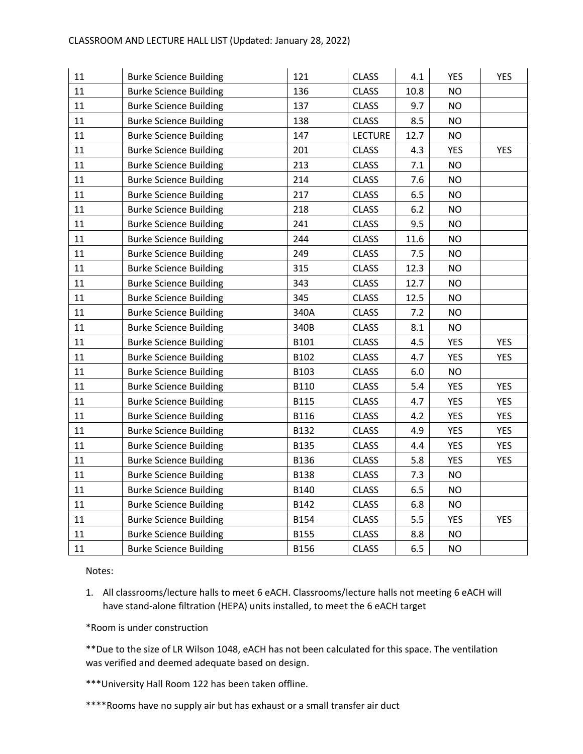| | | | | | | |
|---|---|---|---|---|---|---|
| 11 | Burke Science Building | 121 | CLASS | 4.1 | YES | YES |
| 11 | Burke Science Building | 136 | CLASS | 10.8 | NO | |
| 11 | Burke Science Building | 137 | CLASS | 9.7 | NO | |
| 11 | Burke Science Building | 138 | CLASS | 8.5 | NO | |
| 11 | Burke Science Building | 147 | LECTURE | 12.7 | NO | |
| 11 | Burke Science Building | 201 | CLASS | 4.3 | YES | YES |
| 11 | Burke Science Building | 213 | CLASS | 7.1 | NO | |
| 11 | Burke Science Building | 214 | CLASS | 7.6 | NO | |
| 11 | Burke Science Building | 217 | CLASS | 6.5 | NO | |
| 11 | Burke Science Building | 218 | CLASS | 6.2 | NO | |
| 11 | Burke Science Building | 241 | CLASS | 9.5 | NO | |
| 11 | Burke Science Building | 244 | CLASS | 11.6 | NO | |
| 11 | Burke Science Building | 249 | CLASS | 7.5 | NO | |
| 11 | Burke Science Building | 315 | CLASS | 12.3 | NO | |
| 11 | Burke Science Building | 343 | CLASS | 12.7 | NO | |
| 11 | Burke Science Building | 345 | CLASS | 12.5 | NO | |
| 11 | Burke Science Building | 340A | CLASS | 7.2 | NO | |
| 11 | Burke Science Building | 340B | CLASS | 8.1 | NO | |
| 11 | Burke Science Building | B101 | CLASS | 4.5 | YES | YES |
| 11 | Burke Science Building | B102 | CLASS | 4.7 | YES | YES |
| 11 | Burke Science Building | B103 | CLASS | 6.0 | NO | |
| 11 | Burke Science Building | B110 | CLASS | 5.4 | YES | YES |
| 11 | Burke Science Building | B115 | CLASS | 4.7 | YES | YES |
| 11 | Burke Science Building | B116 | CLASS | 4.2 | YES | YES |
| 11 | Burke Science Building | B132 | CLASS | 4.9 | YES | YES |
| 11 | Burke Science Building | B135 | CLASS | 4.4 | YES | YES |
| 11 | Burke Science Building | B136 | CLASS | 5.8 | YES | YES |
| 11 | Burke Science Building | B138 | CLASS | 7.3 | NO | |
| 11 | Burke Science Building | B140 | CLASS | 6.5 | NO | |
| 11 | Burke Science Building | B142 | CLASS | 6.8 | NO | |
| 11 | Burke Science Building | B154 | CLASS | 5.5 | YES | YES |
| 11 | Burke Science Building | B155 | CLASS | 8.8 | NO | |
| 11 | Burke Science Building | B156 | CLASS | 6.5 | NO | |

Notes:

1. All classrooms/lecture halls to meet 6 eACH. Classrooms/lecture halls not meeting 6 eACH will have stand-alone filtration (HEPA) units installed, to meet the 6 eACH target

*Room is under construction

**Due to the size of LR Wilson 1048, eACH has not been calculated for this space. The ventilation was verified and deemed adequate based on design.

***University Hall Room 122 has been taken offline.

****Rooms have no supply air but has exhaust or a small transfer air duct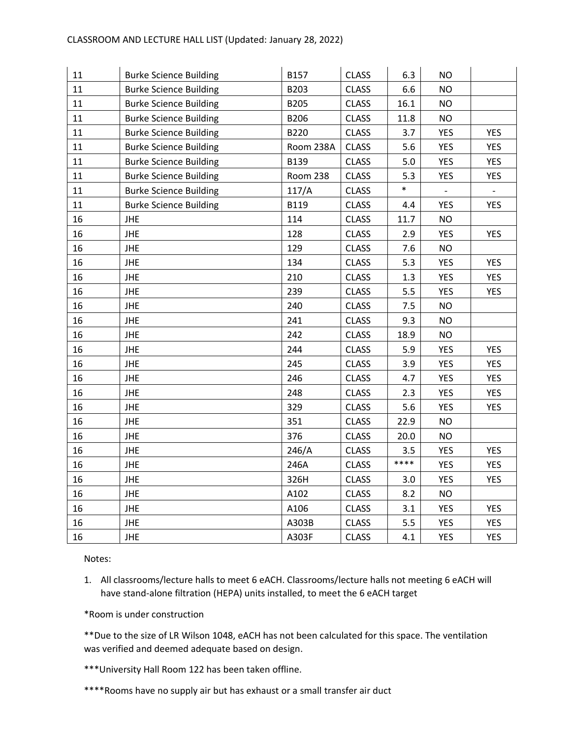| | | | | | | |
|---|---|---|---|---|---|---|
| 11 | Burke Science Building | B157 | CLASS | 6.3 | NO | |
| 11 | Burke Science Building | B203 | CLASS | 6.6 | NO | |
| 11 | Burke Science Building | B205 | CLASS | 16.1 | NO | |
| 11 | Burke Science Building | B206 | CLASS | 11.8 | NO | |
| 11 | Burke Science Building | B220 | CLASS | 3.7 | YES | YES |
| 11 | Burke Science Building | Room 238A | CLASS | 5.6 | YES | YES |
| 11 | Burke Science Building | B139 | CLASS | 5.0 | YES | YES |
| 11 | Burke Science Building | Room 238 | CLASS | 5.3 | YES | YES |
| 11 | Burke Science Building | 117/A | CLASS | * | - | - |
| 11 | Burke Science Building | B119 | CLASS | 4.4 | YES | YES |
| 16 | JHE | 114 | CLASS | 11.7 | NO | |
| 16 | JHE | 128 | CLASS | 2.9 | YES | YES |
| 16 | JHE | 129 | CLASS | 7.6 | NO | |
| 16 | JHE | 134 | CLASS | 5.3 | YES | YES |
| 16 | JHE | 210 | CLASS | 1.3 | YES | YES |
| 16 | JHE | 239 | CLASS | 5.5 | YES | YES |
| 16 | JHE | 240 | CLASS | 7.5 | NO | |
| 16 | JHE | 241 | CLASS | 9.3 | NO | |
| 16 | JHE | 242 | CLASS | 18.9 | NO | |
| 16 | JHE | 244 | CLASS | 5.9 | YES | YES |
| 16 | JHE | 245 | CLASS | 3.9 | YES | YES |
| 16 | JHE | 246 | CLASS | 4.7 | YES | YES |
| 16 | JHE | 248 | CLASS | 2.3 | YES | YES |
| 16 | JHE | 329 | CLASS | 5.6 | YES | YES |
| 16 | JHE | 351 | CLASS | 22.9 | NO | |
| 16 | JHE | 376 | CLASS | 20.0 | NO | |
| 16 | JHE | 246/A | CLASS | 3.5 | YES | YES |
| 16 | JHE | 246A | CLASS | **** | YES | YES |
| 16 | JHE | 326H | CLASS | 3.0 | YES | YES |
| 16 | JHE | A102 | CLASS | 8.2 | NO | |
| 16 | JHE | A106 | CLASS | 3.1 | YES | YES |
| 16 | JHE | A303B | CLASS | 5.5 | YES | YES |
| 16 | JHE | A303F | CLASS | 4.1 | YES | YES |

Notes:

1. All classrooms/lecture halls to meet 6 eACH. Classrooms/lecture halls not meeting 6 eACH will have stand-alone filtration (HEPA) units installed, to meet the 6 eACH target

*Room is under construction

**Due to the size of LR Wilson 1048, eACH has not been calculated for this space. The ventilation was verified and deemed adequate based on design.

***University Hall Room 122 has been taken offline.

****Rooms have no supply air but has exhaust or a small transfer air duct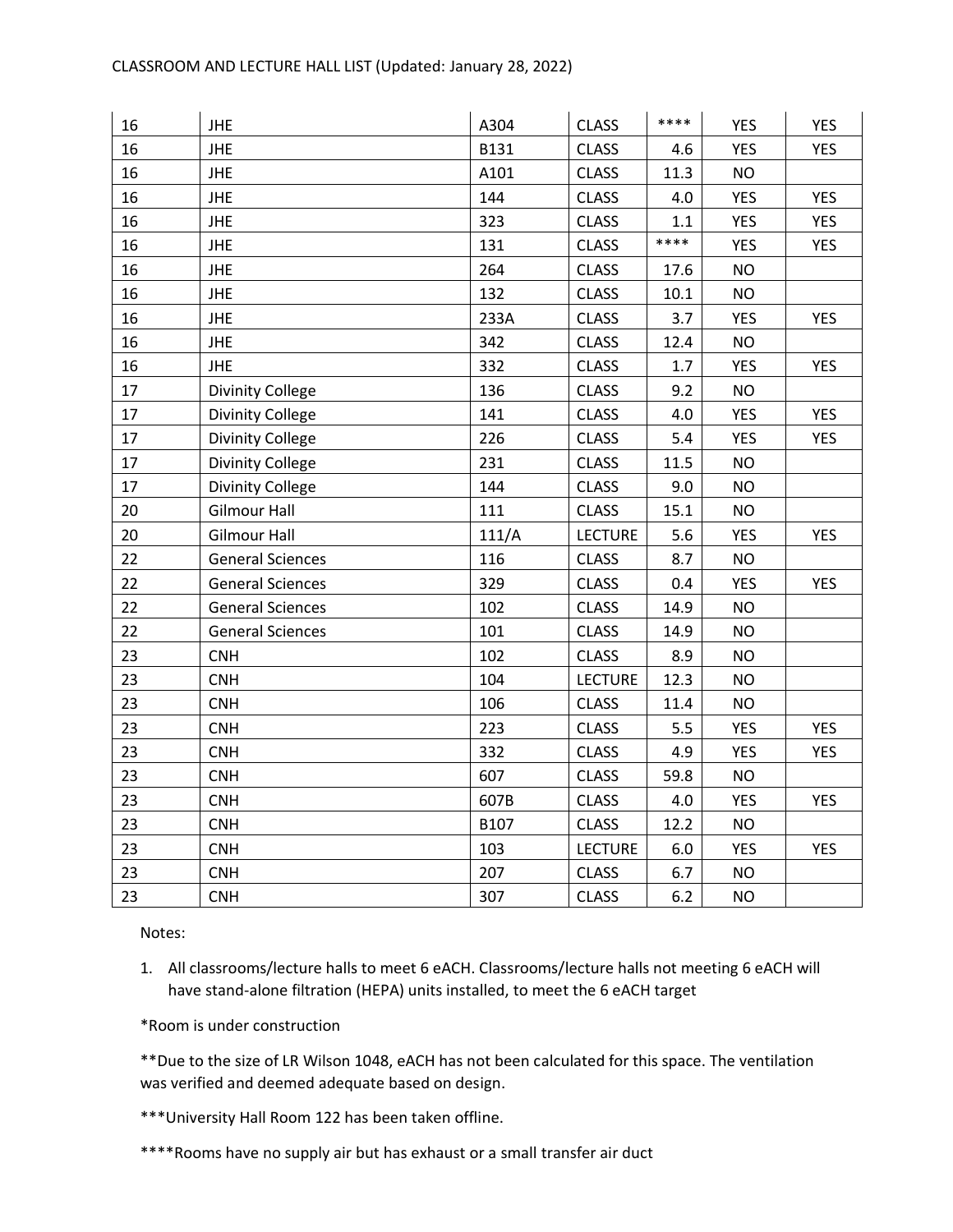| | | | | | | |
|---|---|---|---|---|---|---|
| 16 | JHE | A304 | CLASS | **** | YES | YES |
| 16 | JHE | B131 | CLASS | 4.6 | YES | YES |
| 16 | JHE | A101 | CLASS | 11.3 | NO | |
| 16 | JHE | 144 | CLASS | 4.0 | YES | YES |
| 16 | JHE | 323 | CLASS | 1.1 | YES | YES |
| 16 | JHE | 131 | CLASS | **** | YES | YES |
| 16 | JHE | 264 | CLASS | 17.6 | NO | |
| 16 | JHE | 132 | CLASS | 10.1 | NO | |
| 16 | JHE | 233A | CLASS | 3.7 | YES | YES |
| 16 | JHE | 342 | CLASS | 12.4 | NO | |
| 16 | JHE | 332 | CLASS | 1.7 | YES | YES |
| 17 | Divinity College | 136 | CLASS | 9.2 | NO | |
| 17 | Divinity College | 141 | CLASS | 4.0 | YES | YES |
| 17 | Divinity College | 226 | CLASS | 5.4 | YES | YES |
| 17 | Divinity College | 231 | CLASS | 11.5 | NO | |
| 17 | Divinity College | 144 | CLASS | 9.0 | NO | |
| 20 | Gilmour Hall | 111 | CLASS | 15.1 | NO | |
| 20 | Gilmour Hall | 111/A | LECTURE | 5.6 | YES | YES |
| 22 | General Sciences | 116 | CLASS | 8.7 | NO | |
| 22 | General Sciences | 329 | CLASS | 0.4 | YES | YES |
| 22 | General Sciences | 102 | CLASS | 14.9 | NO | |
| 22 | General Sciences | 101 | CLASS | 14.9 | NO | |
| 23 | CNH | 102 | CLASS | 8.9 | NO | |
| 23 | CNH | 104 | LECTURE | 12.3 | NO | |
| 23 | CNH | 106 | CLASS | 11.4 | NO | |
| 23 | CNH | 223 | CLASS | 5.5 | YES | YES |
| 23 | CNH | 332 | CLASS | 4.9 | YES | YES |
| 23 | CNH | 607 | CLASS | 59.8 | NO | |
| 23 | CNH | 607B | CLASS | 4.0 | YES | YES |
| 23 | CNH | B107 | CLASS | 12.2 | NO | |
| 23 | CNH | 103 | LECTURE | 6.0 | YES | YES |
| 23 | CNH | 207 | CLASS | 6.7 | NO | |
| 23 | CNH | 307 | CLASS | 6.2 | NO | |

Notes:

1. All classrooms/lecture halls to meet 6 eACH. Classrooms/lecture halls not meeting 6 eACH will have stand-alone filtration (HEPA) units installed, to meet the 6 eACH target

*Room is under construction

**Due to the size of LR Wilson 1048, eACH has not been calculated for this space. The ventilation was verified and deemed adequate based on design.

***University Hall Room 122 has been taken offline.

****Rooms have no supply air but has exhaust or a small transfer air duct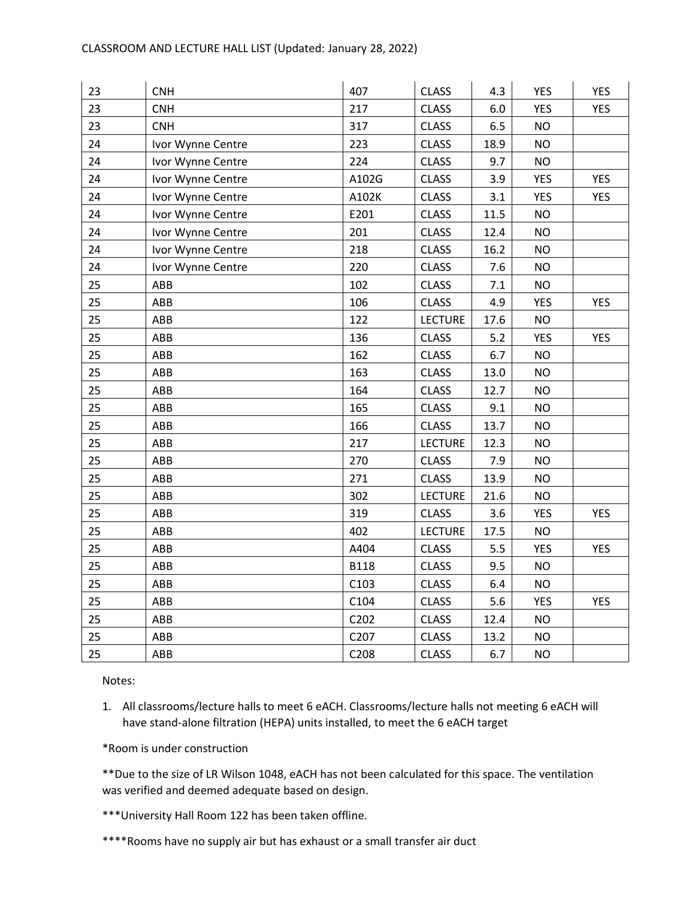CLASSROOM AND LECTURE HALL LIST (Updated: January 28, 2022)

| | | | | | | |
|---|---|---|---|---|---|---|
| 23 | CNH | 407 | CLASS | 4.3 | YES | YES |
| 23 | CNH | 217 | CLASS | 6.0 | YES | YES |
| 23 | CNH | 317 | CLASS | 6.5 | NO | |
| 24 | Ivor Wynne Centre | 223 | CLASS | 18.9 | NO | |
| 24 | Ivor Wynne Centre | 224 | CLASS | 9.7 | NO | |
| 24 | Ivor Wynne Centre | A102G | CLASS | 3.9 | YES | YES |
| 24 | Ivor Wynne Centre | A102K | CLASS | 3.1 | YES | YES |
| 24 | Ivor Wynne Centre | E201 | CLASS | 11.5 | NO | |
| 24 | Ivor Wynne Centre | 201 | CLASS | 12.4 | NO | |
| 24 | Ivor Wynne Centre | 218 | CLASS | 16.2 | NO | |
| 24 | Ivor Wynne Centre | 220 | CLASS | 7.6 | NO | |
| 25 | ABB | 102 | CLASS | 7.1 | NO | |
| 25 | ABB | 106 | CLASS | 4.9 | YES | YES |
| 25 | ABB | 122 | LECTURE | 17.6 | NO | |
| 25 | ABB | 136 | CLASS | 5.2 | YES | YES |
| 25 | ABB | 162 | CLASS | 6.7 | NO | |
| 25 | ABB | 163 | CLASS | 13.0 | NO | |
| 25 | ABB | 164 | CLASS | 12.7 | NO | |
| 25 | ABB | 165 | CLASS | 9.1 | NO | |
| 25 | ABB | 166 | CLASS | 13.7 | NO | |
| 25 | ABB | 217 | LECTURE | 12.3 | NO | |
| 25 | ABB | 270 | CLASS | 7.9 | NO | |
| 25 | ABB | 271 | CLASS | 13.9 | NO | |
| 25 | ABB | 302 | LECTURE | 21.6 | NO | |
| 25 | ABB | 319 | CLASS | 3.6 | YES | YES |
| 25 | ABB | 402 | LECTURE | 17.5 | NO | |
| 25 | ABB | A404 | CLASS | 5.5 | YES | YES |
| 25 | ABB | B118 | CLASS | 9.5 | NO | |
| 25 | ABB | C103 | CLASS | 6.4 | NO | |
| 25 | ABB | C104 | CLASS | 5.6 | YES | YES |
| 25 | ABB | C202 | CLASS | 12.4 | NO | |
| 25 | ABB | C207 | CLASS | 13.2 | NO | |
| 25 | ABB | C208 | CLASS | 6.7 | NO | |

Notes:

1. All classrooms/lecture halls to meet 6 eACH. Classrooms/lecture halls not meeting 6 eACH will have stand-alone filtration (HEPA) units installed, to meet the 6 eACH target

*Room is under construction

**Due to the size of LR Wilson 1048, eACH has not been calculated for this space. The ventilation was verified and deemed adequate based on design.

***University Hall Room 122 has been taken offline.

****Rooms have no supply air but has exhaust or a small transfer air duct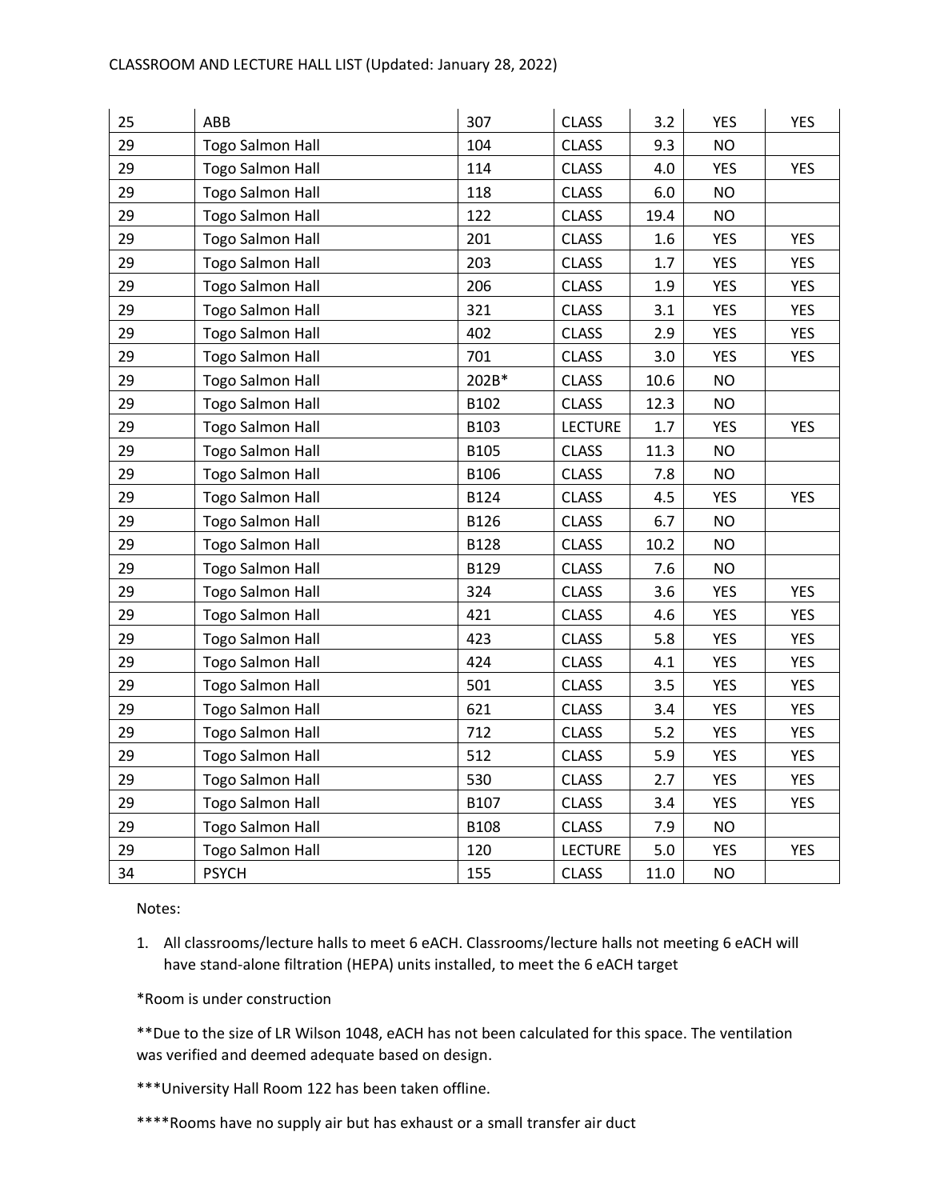CLASSROOM AND LECTURE HALL LIST (Updated: January 28, 2022)

| | | | | | | |
|---|---|---|---|---|---|---|
| 25 | ABB | 307 | CLASS | 3.2 | YES | YES |
| 29 | Togo Salmon Hall | 104 | CLASS | 9.3 | NO | |
| 29 | Togo Salmon Hall | 114 | CLASS | 4.0 | YES | YES |
| 29 | Togo Salmon Hall | 118 | CLASS | 6.0 | NO | |
| 29 | Togo Salmon Hall | 122 | CLASS | 19.4 | NO | |
| 29 | Togo Salmon Hall | 201 | CLASS | 1.6 | YES | YES |
| 29 | Togo Salmon Hall | 203 | CLASS | 1.7 | YES | YES |
| 29 | Togo Salmon Hall | 206 | CLASS | 1.9 | YES | YES |
| 29 | Togo Salmon Hall | 321 | CLASS | 3.1 | YES | YES |
| 29 | Togo Salmon Hall | 402 | CLASS | 2.9 | YES | YES |
| 29 | Togo Salmon Hall | 701 | CLASS | 3.0 | YES | YES |
| 29 | Togo Salmon Hall | 202B* | CLASS | 10.6 | NO | |
| 29 | Togo Salmon Hall | B102 | CLASS | 12.3 | NO | |
| 29 | Togo Salmon Hall | B103 | LECTURE | 1.7 | YES | YES |
| 29 | Togo Salmon Hall | B105 | CLASS | 11.3 | NO | |
| 29 | Togo Salmon Hall | B106 | CLASS | 7.8 | NO | |
| 29 | Togo Salmon Hall | B124 | CLASS | 4.5 | YES | YES |
| 29 | Togo Salmon Hall | B126 | CLASS | 6.7 | NO | |
| 29 | Togo Salmon Hall | B128 | CLASS | 10.2 | NO | |
| 29 | Togo Salmon Hall | B129 | CLASS | 7.6 | NO | |
| 29 | Togo Salmon Hall | 324 | CLASS | 3.6 | YES | YES |
| 29 | Togo Salmon Hall | 421 | CLASS | 4.6 | YES | YES |
| 29 | Togo Salmon Hall | 423 | CLASS | 5.8 | YES | YES |
| 29 | Togo Salmon Hall | 424 | CLASS | 4.1 | YES | YES |
| 29 | Togo Salmon Hall | 501 | CLASS | 3.5 | YES | YES |
| 29 | Togo Salmon Hall | 621 | CLASS | 3.4 | YES | YES |
| 29 | Togo Salmon Hall | 712 | CLASS | 5.2 | YES | YES |
| 29 | Togo Salmon Hall | 512 | CLASS | 5.9 | YES | YES |
| 29 | Togo Salmon Hall | 530 | CLASS | 2.7 | YES | YES |
| 29 | Togo Salmon Hall | B107 | CLASS | 3.4 | YES | YES |
| 29 | Togo Salmon Hall | B108 | CLASS | 7.9 | NO | |
| 29 | Togo Salmon Hall | 120 | LECTURE | 5.0 | YES | YES |
| 34 | PSYCH | 155 | CLASS | 11.0 | NO | |

Notes:

1. All classrooms/lecture halls to meet 6 eACH. Classrooms/lecture halls not meeting 6 eACH will have stand-alone filtration (HEPA) units installed, to meet the 6 eACH target

*Room is under construction

**Due to the size of LR Wilson 1048, eACH has not been calculated for this space. The ventilation was verified and deemed adequate based on design.

***University Hall Room 122 has been taken offline.

****Rooms have no supply air but has exhaust or a small transfer air duct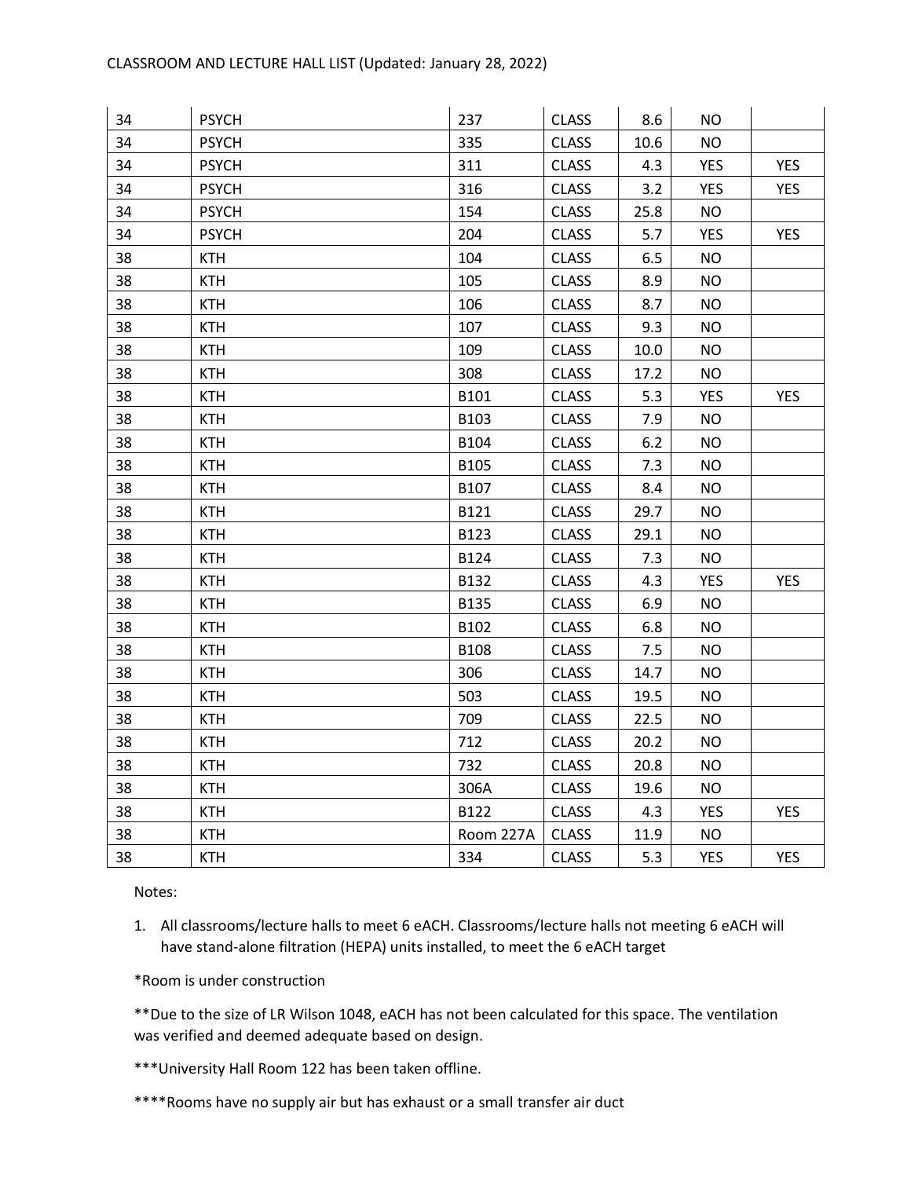CLASSROOM AND LECTURE HALL LIST (Updated: January 28, 2022)

| | | | | | | |
|---|---|---|---|---|---|---|
| 34 | PSYCH | 237 | CLASS | 8.6 | NO | |
| 34 | PSYCH | 335 | CLASS | 10.6 | NO | |
| 34 | PSYCH | 311 | CLASS | 4.3 | YES | YES |
| 34 | PSYCH | 316 | CLASS | 3.2 | YES | YES |
| 34 | PSYCH | 154 | CLASS | 25.8 | NO | |
| 34 | PSYCH | 204 | CLASS | 5.7 | YES | YES |
| 38 | KTH | 104 | CLASS | 6.5 | NO | |
| 38 | KTH | 105 | CLASS | 8.9 | NO | |
| 38 | KTH | 106 | CLASS | 8.7 | NO | |
| 38 | KTH | 107 | CLASS | 9.3 | NO | |
| 38 | KTH | 109 | CLASS | 10.0 | NO | |
| 38 | KTH | 308 | CLASS | 17.2 | NO | |
| 38 | KTH | B101 | CLASS | 5.3 | YES | YES |
| 38 | KTH | B103 | CLASS | 7.9 | NO | |
| 38 | KTH | B104 | CLASS | 6.2 | NO | |
| 38 | KTH | B105 | CLASS | 7.3 | NO | |
| 38 | KTH | B107 | CLASS | 8.4 | NO | |
| 38 | KTH | B121 | CLASS | 29.7 | NO | |
| 38 | KTH | B123 | CLASS | 29.1 | NO | |
| 38 | KTH | B124 | CLASS | 7.3 | NO | |
| 38 | KTH | B132 | CLASS | 4.3 | YES | YES |
| 38 | KTH | B135 | CLASS | 6.9 | NO | |
| 38 | KTH | B102 | CLASS | 6.8 | NO | |
| 38 | KTH | B108 | CLASS | 7.5 | NO | |
| 38 | KTH | 306 | CLASS | 14.7 | NO | |
| 38 | KTH | 503 | CLASS | 19.5 | NO | |
| 38 | KTH | 709 | CLASS | 22.5 | NO | |
| 38 | KTH | 712 | CLASS | 20.2 | NO | |
| 38 | KTH | 732 | CLASS | 20.8 | NO | |
| 38 | KTH | 306A | CLASS | 19.6 | NO | |
| 38 | KTH | B122 | CLASS | 4.3 | YES | YES |
| 38 | KTH | Room 227A | CLASS | 11.9 | NO | |
| 38 | KTH | 334 | CLASS | 5.3 | YES | YES |

Notes:

1. All classrooms/lecture halls to meet 6 eACH. Classrooms/lecture halls not meeting 6 eACH will have stand-alone filtration (HEPA) units installed, to meet the 6 eACH target

*Room is under construction

**Due to the size of LR Wilson 1048, eACH has not been calculated for this space. The ventilation was verified and deemed adequate based on design.

***University Hall Room 122 has been taken offline.

****Rooms have no supply air but has exhaust or a small transfer air duct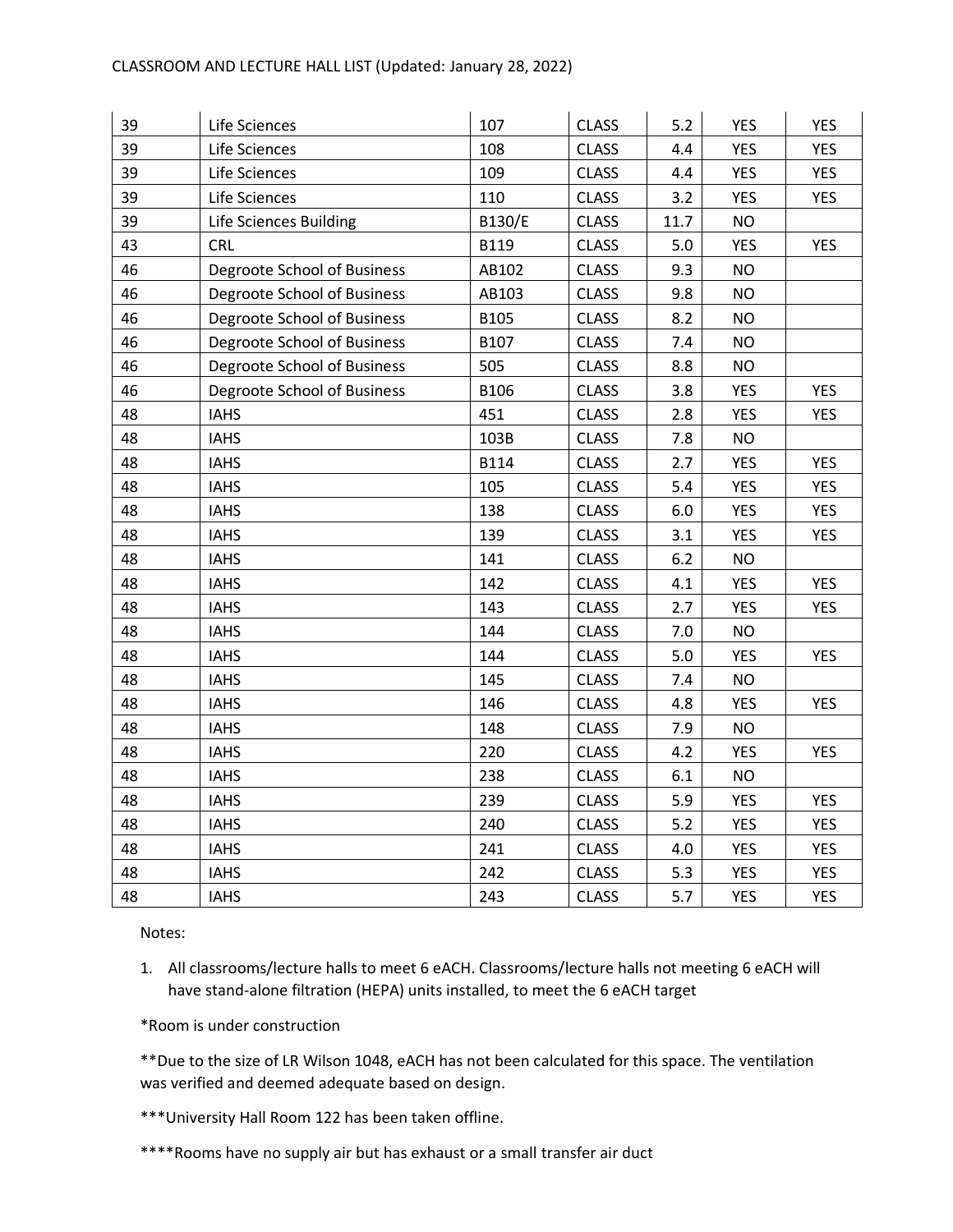| | | | | | | |
|---|---|---|---|---|---|---|
| 39 | Life Sciences | 107 | CLASS | 5.2 | YES | YES |
| 39 | Life Sciences | 108 | CLASS | 4.4 | YES | YES |
| 39 | Life Sciences | 109 | CLASS | 4.4 | YES | YES |
| 39 | Life Sciences | 110 | CLASS | 3.2 | YES | YES |
| 39 | Life Sciences Building | B130/E | CLASS | 11.7 | NO | |
| 43 | CRL | B119 | CLASS | 5.0 | YES | YES |
| 46 | Degroote School of Business | AB102 | CLASS | 9.3 | NO | |
| 46 | Degroote School of Business | AB103 | CLASS | 9.8 | NO | |
| 46 | Degroote School of Business | B105 | CLASS | 8.2 | NO | |
| 46 | Degroote School of Business | B107 | CLASS | 7.4 | NO | |
| 46 | Degroote School of Business | 505 | CLASS | 8.8 | NO | |
| 46 | Degroote School of Business | B106 | CLASS | 3.8 | YES | YES |
| 48 | IAHS | 451 | CLASS | 2.8 | YES | YES |
| 48 | IAHS | 103B | CLASS | 7.8 | NO | |
| 48 | IAHS | B114 | CLASS | 2.7 | YES | YES |
| 48 | IAHS | 105 | CLASS | 5.4 | YES | YES |
| 48 | IAHS | 138 | CLASS | 6.0 | YES | YES |
| 48 | IAHS | 139 | CLASS | 3.1 | YES | YES |
| 48 | IAHS | 141 | CLASS | 6.2 | NO | |
| 48 | IAHS | 142 | CLASS | 4.1 | YES | YES |
| 48 | IAHS | 143 | CLASS | 2.7 | YES | YES |
| 48 | IAHS | 144 | CLASS | 7.0 | NO | |
| 48 | IAHS | 144 | CLASS | 5.0 | YES | YES |
| 48 | IAHS | 145 | CLASS | 7.4 | NO | |
| 48 | IAHS | 146 | CLASS | 4.8 | YES | YES |
| 48 | IAHS | 148 | CLASS | 7.9 | NO | |
| 48 | IAHS | 220 | CLASS | 4.2 | YES | YES |
| 48 | IAHS | 238 | CLASS | 6.1 | NO | |
| 48 | IAHS | 239 | CLASS | 5.9 | YES | YES |
| 48 | IAHS | 240 | CLASS | 5.2 | YES | YES |
| 48 | IAHS | 241 | CLASS | 4.0 | YES | YES |
| 48 | IAHS | 242 | CLASS | 5.3 | YES | YES |
| 48 | IAHS | 243 | CLASS | 5.7 | YES | YES |

Notes:

1. All classrooms/lecture halls to meet 6 eACH. Classrooms/lecture halls not meeting 6 eACH will have stand-alone filtration (HEPA) units installed, to meet the 6 eACH target

*Room is under construction

**Due to the size of LR Wilson 1048, eACH has not been calculated for this space. The ventilation was verified and deemed adequate based on design.

***University Hall Room 122 has been taken offline.

****Rooms have no supply air but has exhaust or a small transfer air duct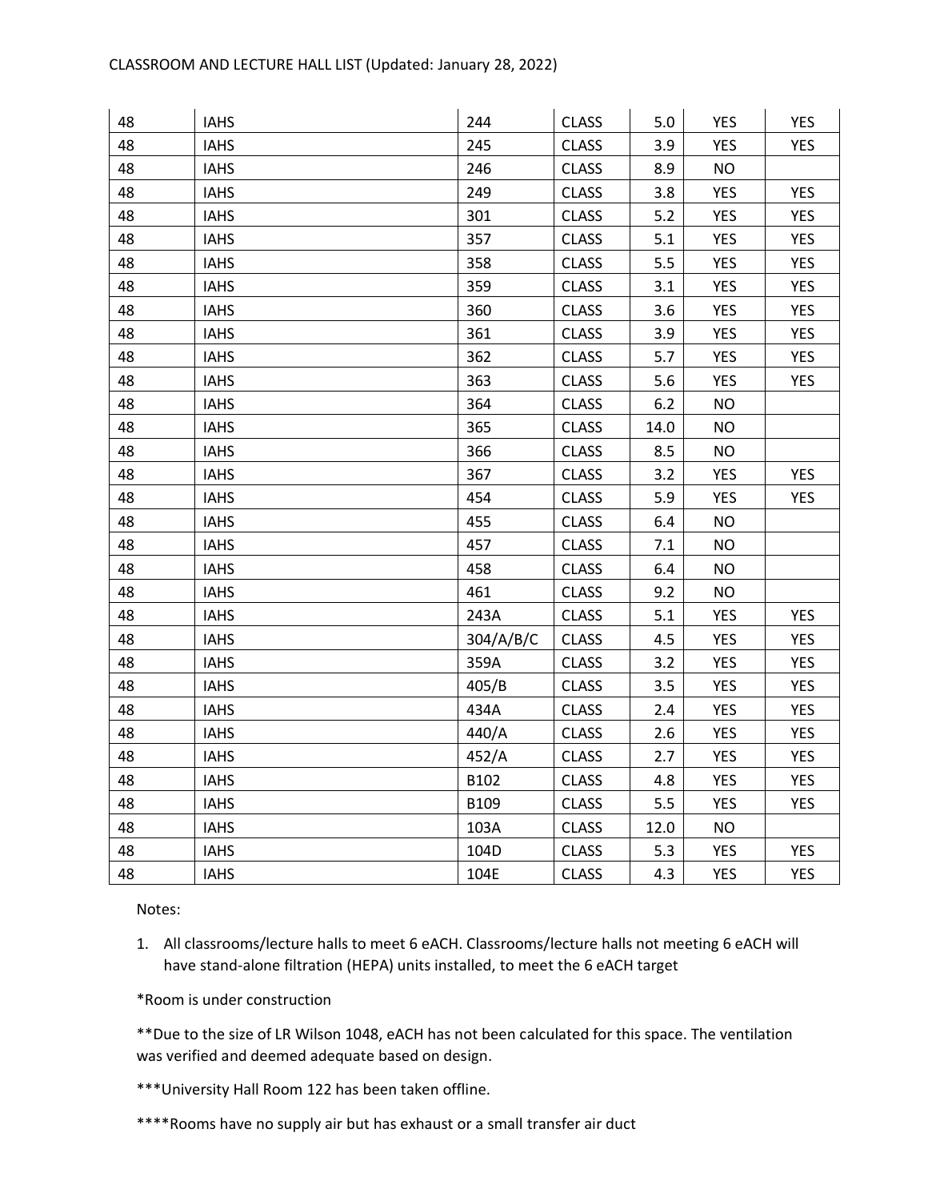| | | | | | | |
|---|---|---|---|---|---|---|
| 48 | IAHS | 244 | CLASS | 5.0 | YES | YES |
| 48 | IAHS | 245 | CLASS | 3.9 | YES | YES |
| 48 | IAHS | 246 | CLASS | 8.9 | NO | |
| 48 | IAHS | 249 | CLASS | 3.8 | YES | YES |
| 48 | IAHS | 301 | CLASS | 5.2 | YES | YES |
| 48 | IAHS | 357 | CLASS | 5.1 | YES | YES |
| 48 | IAHS | 358 | CLASS | 5.5 | YES | YES |
| 48 | IAHS | 359 | CLASS | 3.1 | YES | YES |
| 48 | IAHS | 360 | CLASS | 3.6 | YES | YES |
| 48 | IAHS | 361 | CLASS | 3.9 | YES | YES |
| 48 | IAHS | 362 | CLASS | 5.7 | YES | YES |
| 48 | IAHS | 363 | CLASS | 5.6 | YES | YES |
| 48 | IAHS | 364 | CLASS | 6.2 | NO | |
| 48 | IAHS | 365 | CLASS | 14.0 | NO | |
| 48 | IAHS | 366 | CLASS | 8.5 | NO | |
| 48 | IAHS | 367 | CLASS | 3.2 | YES | YES |
| 48 | IAHS | 454 | CLASS | 5.9 | YES | YES |
| 48 | IAHS | 455 | CLASS | 6.4 | NO | |
| 48 | IAHS | 457 | CLASS | 7.1 | NO | |
| 48 | IAHS | 458 | CLASS | 6.4 | NO | |
| 48 | IAHS | 461 | CLASS | 9.2 | NO | |
| 48 | IAHS | 243A | CLASS | 5.1 | YES | YES |
| 48 | IAHS | 304/A/B/C | CLASS | 4.5 | YES | YES |
| 48 | IAHS | 359A | CLASS | 3.2 | YES | YES |
| 48 | IAHS | 405/B | CLASS | 3.5 | YES | YES |
| 48 | IAHS | 434A | CLASS | 2.4 | YES | YES |
| 48 | IAHS | 440/A | CLASS | 2.6 | YES | YES |
| 48 | IAHS | 452/A | CLASS | 2.7 | YES | YES |
| 48 | IAHS | B102 | CLASS | 4.8 | YES | YES |
| 48 | IAHS | B109 | CLASS | 5.5 | YES | YES |
| 48 | IAHS | 103A | CLASS | 12.0 | NO | |
| 48 | IAHS | 104D | CLASS | 5.3 | YES | YES |
| 48 | IAHS | 104E | CLASS | 4.3 | YES | YES |

Notes:

1. All classrooms/lecture halls to meet 6 eACH. Classrooms/lecture halls not meeting 6 eACH will have stand-alone filtration (HEPA) units installed, to meet the 6 eACH target

*Room is under construction

**Due to the size of LR Wilson 1048, eACH has not been calculated for this space. The ventilation was verified and deemed adequate based on design.

***University Hall Room 122 has been taken offline.

****Rooms have no supply air but has exhaust or a small transfer air duct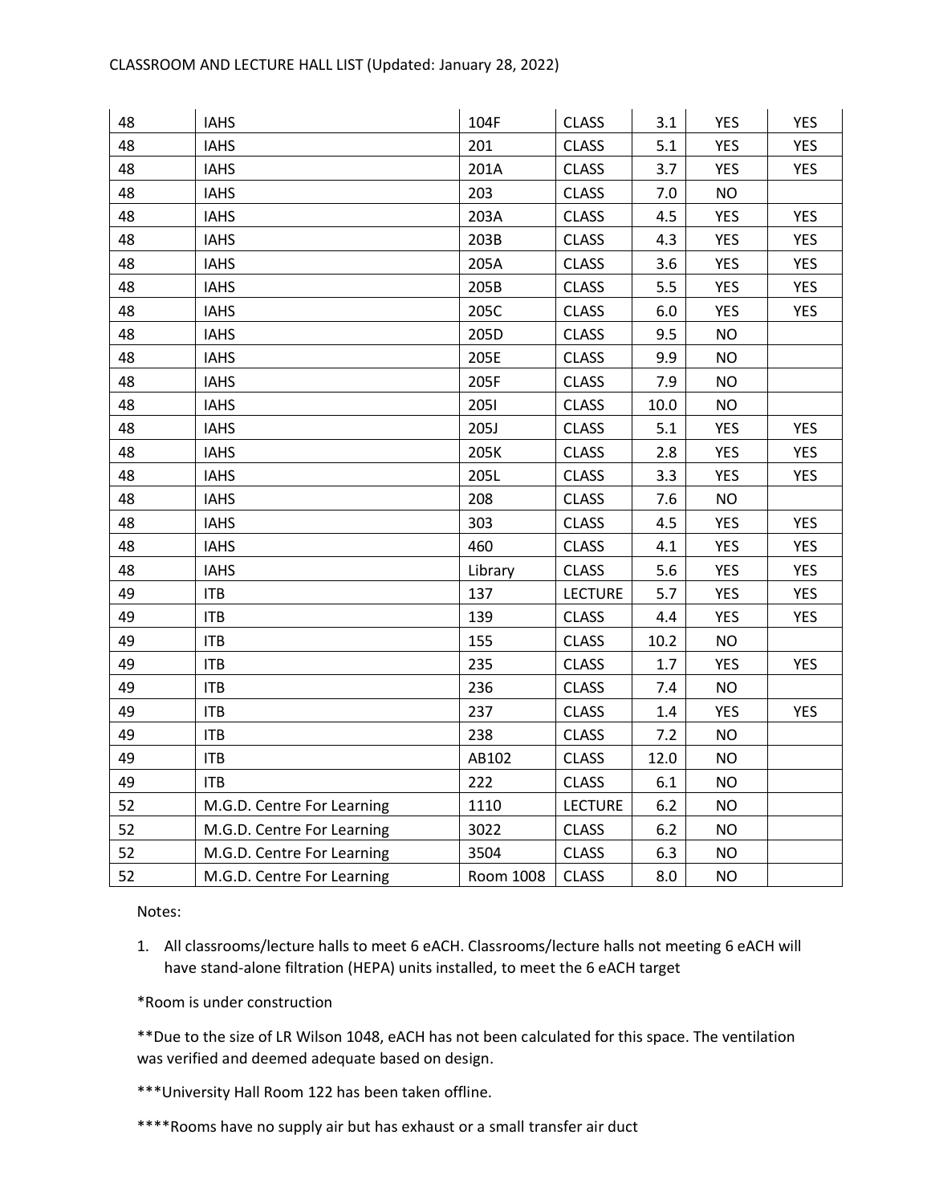| | | | | | | |
|---|---|---|---|---|---|---|
| 48 | IAHS | 104F | CLASS | 3.1 | YES | YES |
| 48 | IAHS | 201 | CLASS | 5.1 | YES | YES |
| 48 | IAHS | 201A | CLASS | 3.7 | YES | YES |
| 48 | IAHS | 203 | CLASS | 7.0 | NO | |
| 48 | IAHS | 203A | CLASS | 4.5 | YES | YES |
| 48 | IAHS | 203B | CLASS | 4.3 | YES | YES |
| 48 | IAHS | 205A | CLASS | 3.6 | YES | YES |
| 48 | IAHS | 205B | CLASS | 5.5 | YES | YES |
| 48 | IAHS | 205C | CLASS | 6.0 | YES | YES |
| 48 | IAHS | 205D | CLASS | 9.5 | NO | |
| 48 | IAHS | 205E | CLASS | 9.9 | NO | |
| 48 | IAHS | 205F | CLASS | 7.9 | NO | |
| 48 | IAHS | 205I | CLASS | 10.0 | NO | |
| 48 | IAHS | 205J | CLASS | 5.1 | YES | YES |
| 48 | IAHS | 205K | CLASS | 2.8 | YES | YES |
| 48 | IAHS | 205L | CLASS | 3.3 | YES | YES |
| 48 | IAHS | 208 | CLASS | 7.6 | NO | |
| 48 | IAHS | 303 | CLASS | 4.5 | YES | YES |
| 48 | IAHS | 460 | CLASS | 4.1 | YES | YES |
| 48 | IAHS | Library | CLASS | 5.6 | YES | YES |
| 49 | ITB | 137 | LECTURE | 5.7 | YES | YES |
| 49 | ITB | 139 | CLASS | 4.4 | YES | YES |
| 49 | ITB | 155 | CLASS | 10.2 | NO | |
| 49 | ITB | 235 | CLASS | 1.7 | YES | YES |
| 49 | ITB | 236 | CLASS | 7.4 | NO | |
| 49 | ITB | 237 | CLASS | 1.4 | YES | YES |
| 49 | ITB | 238 | CLASS | 7.2 | NO | |
| 49 | ITB | AB102 | CLASS | 12.0 | NO | |
| 49 | ITB | 222 | CLASS | 6.1 | NO | |
| 52 | M.G.D. Centre For Learning | 1110 | LECTURE | 6.2 | NO | |
| 52 | M.G.D. Centre For Learning | 3022 | CLASS | 6.2 | NO | |
| 52 | M.G.D. Centre For Learning | 3504 | CLASS | 6.3 | NO | |
| 52 | M.G.D. Centre For Learning | Room 1008 | CLASS | 8.0 | NO | |

Notes:

1. All classrooms/lecture halls to meet 6 eACH. Classrooms/lecture halls not meeting 6 eACH will have stand-alone filtration (HEPA) units installed, to meet the 6 eACH target

*Room is under construction

**Due to the size of LR Wilson 1048, eACH has not been calculated for this space. The ventilation was verified and deemed adequate based on design.

***University Hall Room 122 has been taken offline.

****Rooms have no supply air but has exhaust or a small transfer air duct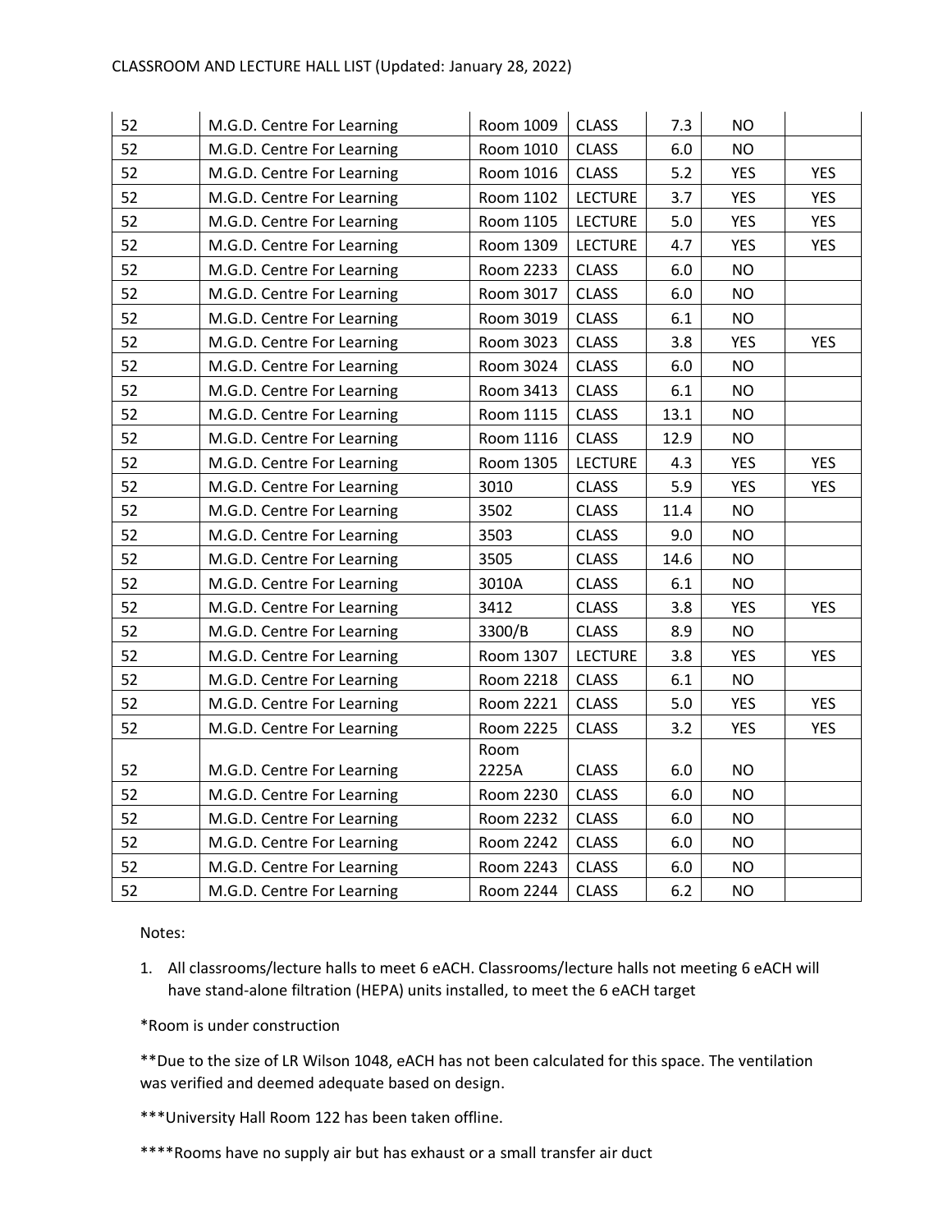| | | | | | | |
|---|---|---|---|---|---|---|
| 52 | M.G.D. Centre For Learning | Room 1009 | CLASS | 7.3 | NO | |
| 52 | M.G.D. Centre For Learning | Room 1010 | CLASS | 6.0 | NO | |
| 52 | M.G.D. Centre For Learning | Room 1016 | CLASS | 5.2 | YES | YES |
| 52 | M.G.D. Centre For Learning | Room 1102 | LECTURE | 3.7 | YES | YES |
| 52 | M.G.D. Centre For Learning | Room 1105 | LECTURE | 5.0 | YES | YES |
| 52 | M.G.D. Centre For Learning | Room 1309 | LECTURE | 4.7 | YES | YES |
| 52 | M.G.D. Centre For Learning | Room 2233 | CLASS | 6.0 | NO | |
| 52 | M.G.D. Centre For Learning | Room 3017 | CLASS | 6.0 | NO | |
| 52 | M.G.D. Centre For Learning | Room 3019 | CLASS | 6.1 | NO | |
| 52 | M.G.D. Centre For Learning | Room 3023 | CLASS | 3.8 | YES | YES |
| 52 | M.G.D. Centre For Learning | Room 3024 | CLASS | 6.0 | NO | |
| 52 | M.G.D. Centre For Learning | Room 3413 | CLASS | 6.1 | NO | |
| 52 | M.G.D. Centre For Learning | Room 1115 | CLASS | 13.1 | NO | |
| 52 | M.G.D. Centre For Learning | Room 1116 | CLASS | 12.9 | NO | |
| 52 | M.G.D. Centre For Learning | Room 1305 | LECTURE | 4.3 | YES | YES |
| 52 | M.G.D. Centre For Learning | 3010 | CLASS | 5.9 | YES | YES |
| 52 | M.G.D. Centre For Learning | 3502 | CLASS | 11.4 | NO | |
| 52 | M.G.D. Centre For Learning | 3503 | CLASS | 9.0 | NO | |
| 52 | M.G.D. Centre For Learning | 3505 | CLASS | 14.6 | NO | |
| 52 | M.G.D. Centre For Learning | 3010A | CLASS | 6.1 | NO | |
| 52 | M.G.D. Centre For Learning | 3412 | CLASS | 3.8 | YES | YES |
| 52 | M.G.D. Centre For Learning | 3300/B | CLASS | 8.9 | NO | |
| 52 | M.G.D. Centre For Learning | Room 1307 | LECTURE | 3.8 | YES | YES |
| 52 | M.G.D. Centre For Learning | Room 2218 | CLASS | 6.1 | NO | |
| 52 | M.G.D. Centre For Learning | Room 2221 | CLASS | 5.0 | YES | YES |
| 52 | M.G.D. Centre For Learning | Room 2225 | CLASS | 3.2 | YES | YES |
| 52 | M.G.D. Centre For Learning | Room 2225A | CLASS | 6.0 | NO | |
| 52 | M.G.D. Centre For Learning | Room 2230 | CLASS | 6.0 | NO | |
| 52 | M.G.D. Centre For Learning | Room 2232 | CLASS | 6.0 | NO | |
| 52 | M.G.D. Centre For Learning | Room 2242 | CLASS | 6.0 | NO | |
| 52 | M.G.D. Centre For Learning | Room 2243 | CLASS | 6.0 | NO | |
| 52 | M.G.D. Centre For Learning | Room 2244 | CLASS | 6.2 | NO | |

Notes:

1. All classrooms/lecture halls to meet 6 eACH. Classrooms/lecture halls not meeting 6 eACH will have stand-alone filtration (HEPA) units installed, to meet the 6 eACH target

*Room is under construction

**Due to the size of LR Wilson 1048, eACH has not been calculated for this space. The ventilation was verified and deemed adequate based on design.

***University Hall Room 122 has been taken offline.

****Rooms have no supply air but has exhaust or a small transfer air duct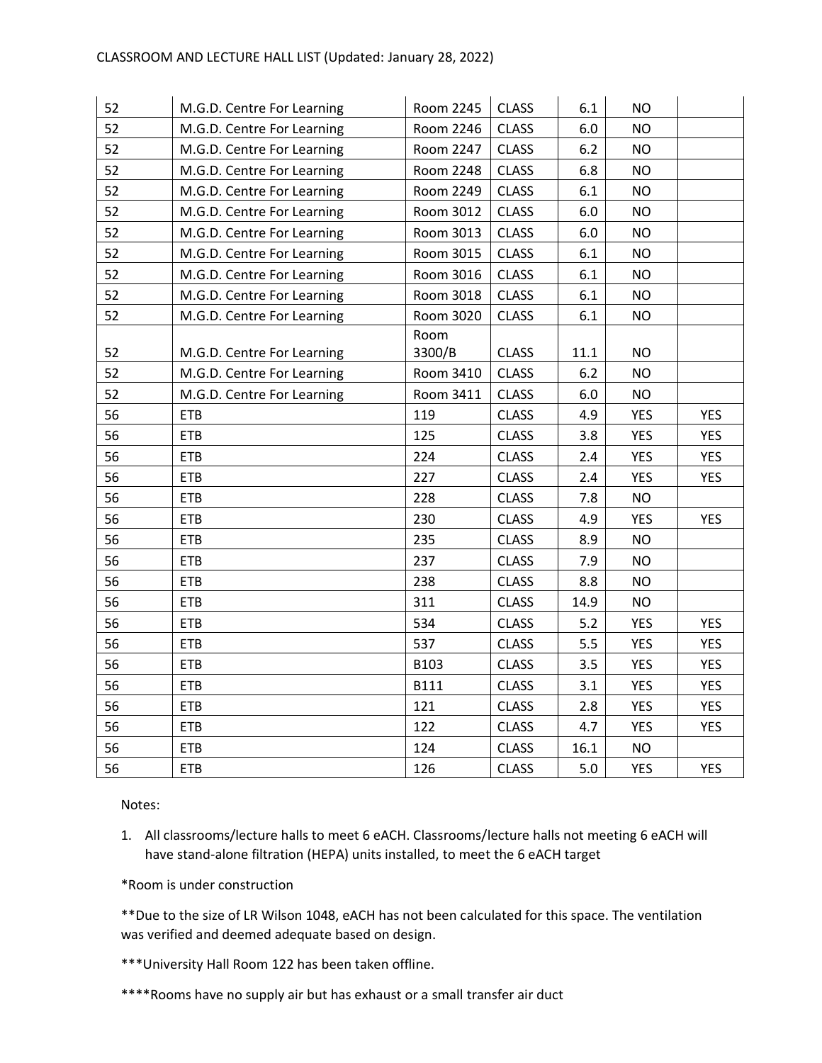| | | | | | | |
|---|---|---|---|---|---|---|
| 52 | M.G.D. Centre For Learning | Room 2245 | CLASS | 6.1 | NO | |
| 52 | M.G.D. Centre For Learning | Room 2246 | CLASS | 6.0 | NO | |
| 52 | M.G.D. Centre For Learning | Room 2247 | CLASS | 6.2 | NO | |
| 52 | M.G.D. Centre For Learning | Room 2248 | CLASS | 6.8 | NO | |
| 52 | M.G.D. Centre For Learning | Room 2249 | CLASS | 6.1 | NO | |
| 52 | M.G.D. Centre For Learning | Room 3012 | CLASS | 6.0 | NO | |
| 52 | M.G.D. Centre For Learning | Room 3013 | CLASS | 6.0 | NO | |
| 52 | M.G.D. Centre For Learning | Room 3015 | CLASS | 6.1 | NO | |
| 52 | M.G.D. Centre For Learning | Room 3016 | CLASS | 6.1 | NO | |
| 52 | M.G.D. Centre For Learning | Room 3018 | CLASS | 6.1 | NO | |
| 52 | M.G.D. Centre For Learning | Room 3020 | CLASS | 6.1 | NO | |
| 52 | M.G.D. Centre For Learning | Room 3300/B | CLASS | 11.1 | NO | |
| 52 | M.G.D. Centre For Learning | Room 3410 | CLASS | 6.2 | NO | |
| 52 | M.G.D. Centre For Learning | Room 3411 | CLASS | 6.0 | NO | |
| 56 | ETB | 119 | CLASS | 4.9 | YES | YES |
| 56 | ETB | 125 | CLASS | 3.8 | YES | YES |
| 56 | ETB | 224 | CLASS | 2.4 | YES | YES |
| 56 | ETB | 227 | CLASS | 2.4 | YES | YES |
| 56 | ETB | 228 | CLASS | 7.8 | NO | |
| 56 | ETB | 230 | CLASS | 4.9 | YES | YES |
| 56 | ETB | 235 | CLASS | 8.9 | NO | |
| 56 | ETB | 237 | CLASS | 7.9 | NO | |
| 56 | ETB | 238 | CLASS | 8.8 | NO | |
| 56 | ETB | 311 | CLASS | 14.9 | NO | |
| 56 | ETB | 534 | CLASS | 5.2 | YES | YES |
| 56 | ETB | 537 | CLASS | 5.5 | YES | YES |
| 56 | ETB | B103 | CLASS | 3.5 | YES | YES |
| 56 | ETB | B111 | CLASS | 3.1 | YES | YES |
| 56 | ETB | 121 | CLASS | 2.8 | YES | YES |
| 56 | ETB | 122 | CLASS | 4.7 | YES | YES |
| 56 | ETB | 124 | CLASS | 16.1 | NO | |
| 56 | ETB | 126 | CLASS | 5.0 | YES | YES |

Notes:

1. All classrooms/lecture halls to meet 6 eACH. Classrooms/lecture halls not meeting 6 eACH will have stand-alone filtration (HEPA) units installed, to meet the 6 eACH target

*Room is under construction

**Due to the size of LR Wilson 1048, eACH has not been calculated for this space. The ventilation was verified and deemed adequate based on design.

***University Hall Room 122 has been taken offline.

****Rooms have no supply air but has exhaust or a small transfer air duct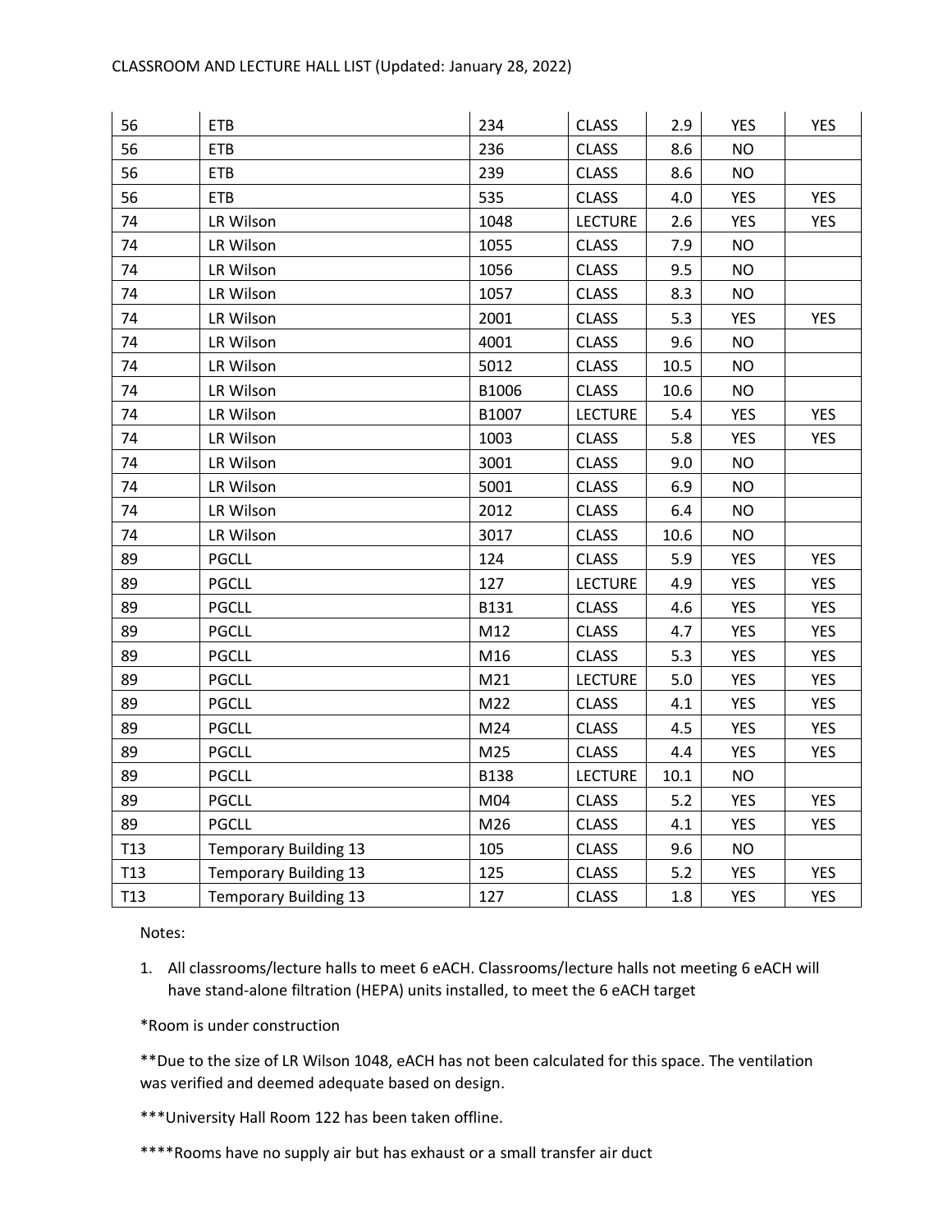| | | | | | | |
|---|---|---|---|---|---|---|
| 56 | ETB | 234 | CLASS | 2.9 | YES | YES |
| 56 | ETB | 236 | CLASS | 8.6 | NO | |
| 56 | ETB | 239 | CLASS | 8.6 | NO | |
| 56 | ETB | 535 | CLASS | 4.0 | YES | YES |
| 74 | LR Wilson | 1048 | LECTURE | 2.6 | YES | YES |
| 74 | LR Wilson | 1055 | CLASS | 7.9 | NO | |
| 74 | LR Wilson | 1056 | CLASS | 9.5 | NO | |
| 74 | LR Wilson | 1057 | CLASS | 8.3 | NO | |
| 74 | LR Wilson | 2001 | CLASS | 5.3 | YES | YES |
| 74 | LR Wilson | 4001 | CLASS | 9.6 | NO | |
| 74 | LR Wilson | 5012 | CLASS | 10.5 | NO | |
| 74 | LR Wilson | B1006 | CLASS | 10.6 | NO | |
| 74 | LR Wilson | B1007 | LECTURE | 5.4 | YES | YES |
| 74 | LR Wilson | 1003 | CLASS | 5.8 | YES | YES |
| 74 | LR Wilson | 3001 | CLASS | 9.0 | NO | |
| 74 | LR Wilson | 5001 | CLASS | 6.9 | NO | |
| 74 | LR Wilson | 2012 | CLASS | 6.4 | NO | |
| 74 | LR Wilson | 3017 | CLASS | 10.6 | NO | |
| 89 | PGCLL | 124 | CLASS | 5.9 | YES | YES |
| 89 | PGCLL | 127 | LECTURE | 4.9 | YES | YES |
| 89 | PGCLL | B131 | CLASS | 4.6 | YES | YES |
| 89 | PGCLL | M12 | CLASS | 4.7 | YES | YES |
| 89 | PGCLL | M16 | CLASS | 5.3 | YES | YES |
| 89 | PGCLL | M21 | LECTURE | 5.0 | YES | YES |
| 89 | PGCLL | M22 | CLASS | 4.1 | YES | YES |
| 89 | PGCLL | M24 | CLASS | 4.5 | YES | YES |
| 89 | PGCLL | M25 | CLASS | 4.4 | YES | YES |
| 89 | PGCLL | B138 | LECTURE | 10.1 | NO | |
| 89 | PGCLL | M04 | CLASS | 5.2 | YES | YES |
| 89 | PGCLL | M26 | CLASS | 4.1 | YES | YES |
| T13 | Temporary Building 13 | 105 | CLASS | 9.6 | NO | |
| T13 | Temporary Building 13 | 125 | CLASS | 5.2 | YES | YES |
| T13 | Temporary Building 13 | 127 | CLASS | 1.8 | YES | YES |

Notes:

1. All classrooms/lecture halls to meet 6 eACH. Classrooms/lecture halls not meeting 6 eACH will have stand-alone filtration (HEPA) units installed, to meet the 6 eACH target

*Room is under construction

**Due to the size of LR Wilson 1048, eACH has not been calculated for this space. The ventilation was verified and deemed adequate based on design.

***University Hall Room 122 has been taken offline.

****Rooms have no supply air but has exhaust or a small transfer air duct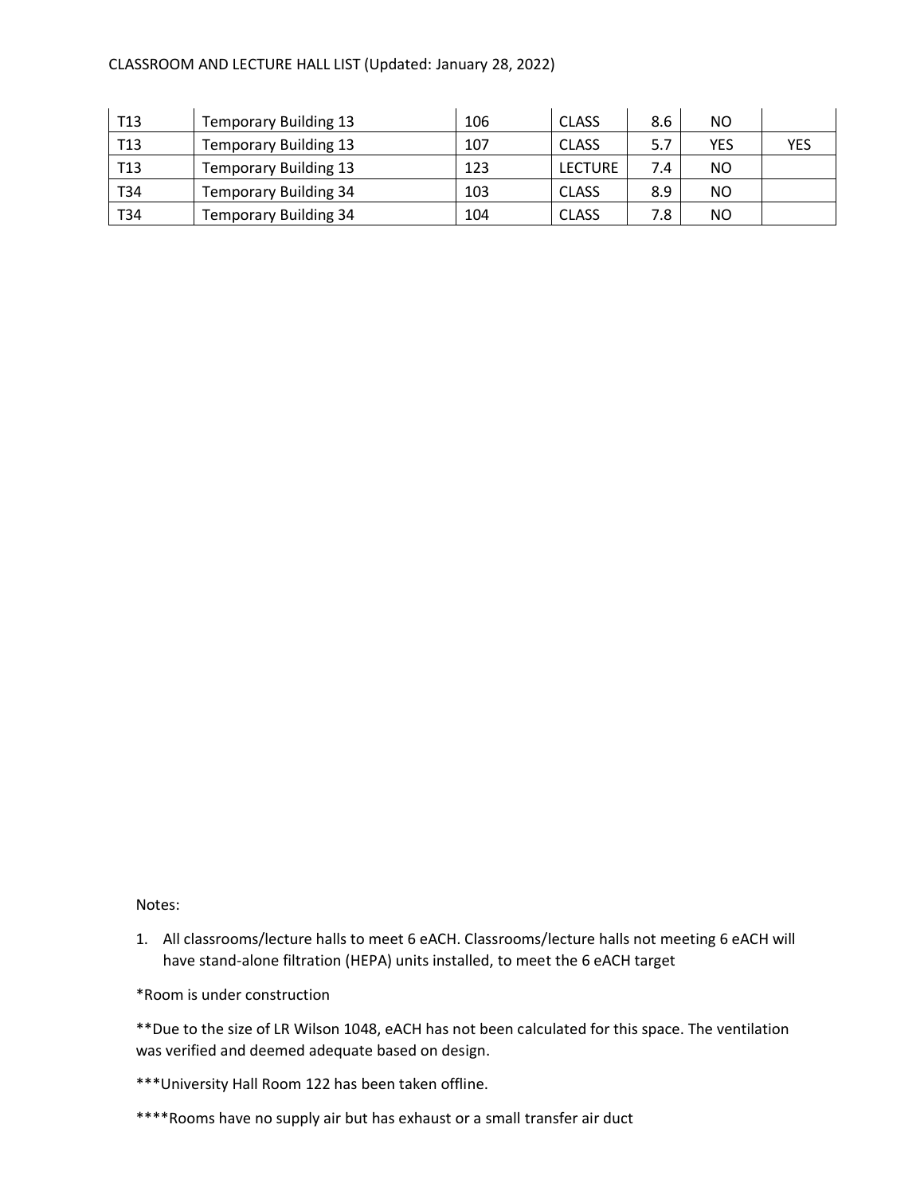| | | | | | | |
|---|---|---|---|---|---|---|
| T13 | Temporary Building 13 | 106 | CLASS | 8.6 | NO | |
| T13 | Temporary Building 13 | 107 | CLASS | 5.7 | YES | YES |
| T13 | Temporary Building 13 | 123 | LECTURE | 7.4 | NO | |
| T34 | Temporary Building 34 | 103 | CLASS | 8.9 | NO | |
| T34 | Temporary Building 34 | 104 | CLASS | 7.8 | NO | |

Notes:

1. All classrooms/lecture halls to meet 6 eACH. Classrooms/lecture halls not meeting 6 eACH will have stand-alone filtration (HEPA) units installed, to meet the 6 eACH target

*Room is under construction

**Due to the size of LR Wilson 1048, eACH has not been calculated for this space. The ventilation was verified and deemed adequate based on design.

***University Hall Room 122 has been taken offline.

****Rooms have no supply air but has exhaust or a small transfer air duct